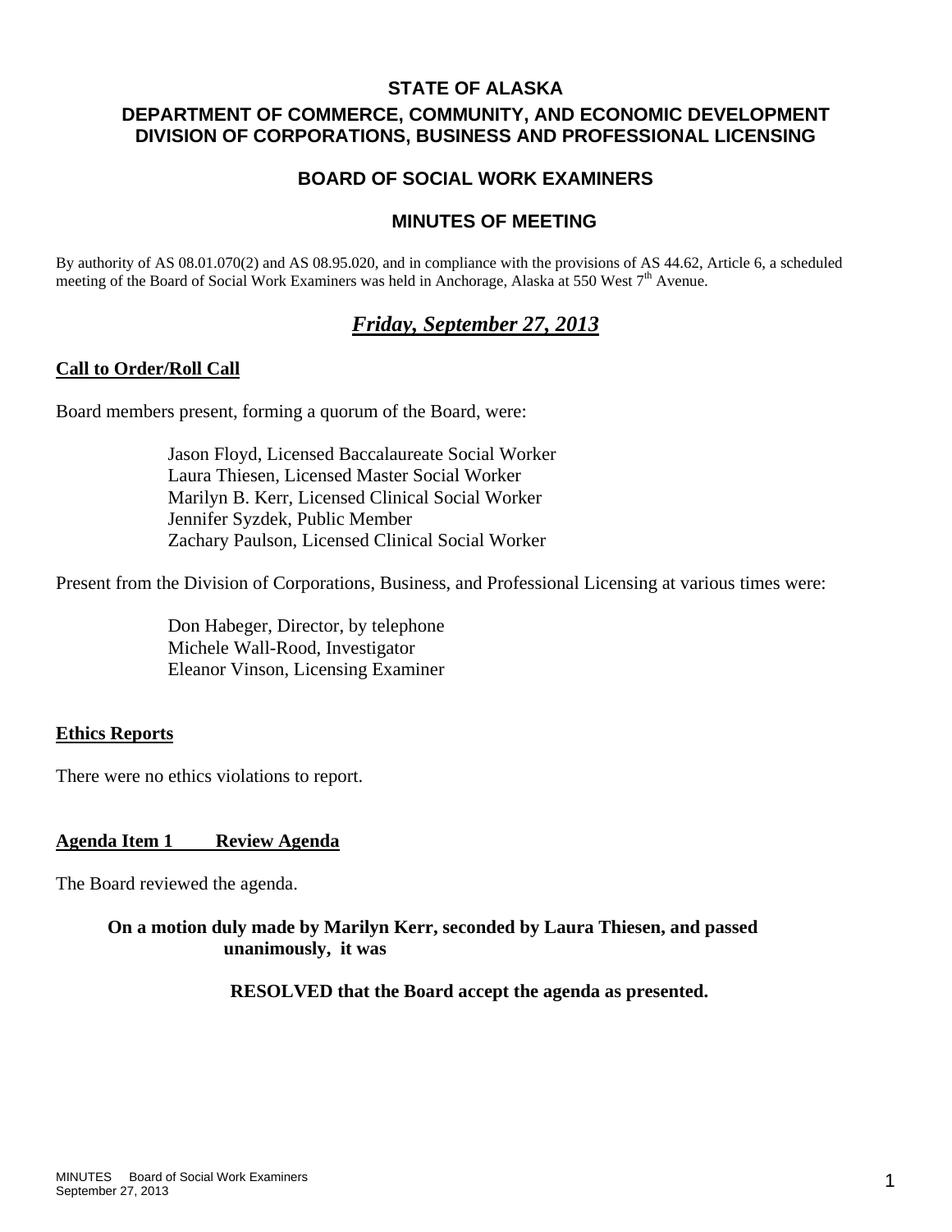# STATE OF ALASKA

## DEPARTMENT OF COMMERCE, COMMUNITY, AND ECONOMIC DEVELOPMENT
## DIVISION OF CORPORATIONS, BUSINESS AND PROFESSIONAL LICENSING

## BOARD OF SOCIAL WORK EXAMINERS

## MINUTES OF MEETING

By authority of AS 08.01.070(2) and AS 08.95.020, and in compliance with the provisions of AS 44.62, Article 6, a scheduled meeting of the Board of Social Work Examiners was held in Anchorage, Alaska at 550 West 7th Avenue.

## ***Friday, September 27, 2013***

### Call to Order/Roll Call

Board members present, forming a quorum of the Board, were:

Jason Floyd, Licensed Baccalaureate Social Worker
Laura Thiesen, Licensed Master Social Worker
Marilyn B. Kerr, Licensed Clinical Social Worker
Jennifer Syzdek, Public Member
Zachary Paulson, Licensed Clinical Social Worker

Present from the Division of Corporations, Business, and Professional Licensing at various times were:

Don Habeger, Director, by telephone
Michele Wall-Rood, Investigator
Eleanor Vinson, Licensing Examiner

### Ethics Reports

There were no ethics violations to report.

### Agenda Item 1 Review Agenda

The Board reviewed the agenda.

**On a motion duly made by Marilyn Kerr, seconded by Laura Thiesen, and passed unanimously, it was**

**RESOLVED that the Board accept the agenda as presented.**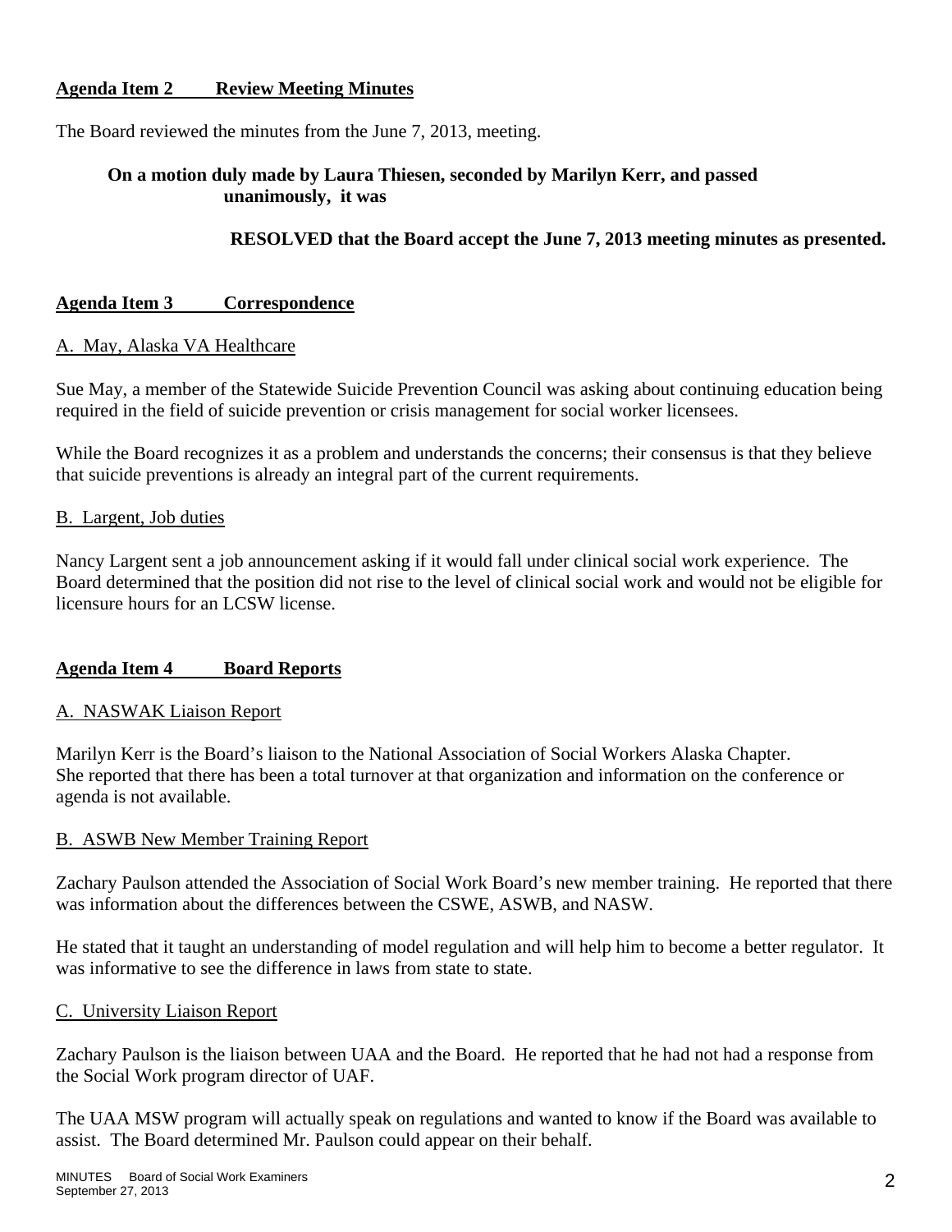**Agenda Item 2 Review Meeting Minutes**

The Board reviewed the minutes from the June 7, 2013, meeting.

**On a motion duly made by Laura Thiesen, seconded by Marilyn Kerr, and passed unanimously, it was**

**RESOLVED that the Board accept the June 7, 2013 meeting minutes as presented.**

**Agenda Item 3 Correspondence**

A. May, Alaska VA Healthcare

Sue May, a member of the Statewide Suicide Prevention Council was asking about continuing education being required in the field of suicide prevention or crisis management for social worker licensees.

While the Board recognizes it as a problem and understands the concerns; their consensus is that they believe that suicide preventions is already an integral part of the current requirements.

B. Largent, Job duties

Nancy Largent sent a job announcement asking if it would fall under clinical social work experience. The Board determined that the position did not rise to the level of clinical social work and would not be eligible for licensure hours for an LCSW license.

**Agenda Item 4 Board Reports**

A. NASWAK Liaison Report

Marilyn Kerr is the Board's liaison to the National Association of Social Workers Alaska Chapter. She reported that there has been a total turnover at that organization and information on the conference or agenda is not available.

B. ASWB New Member Training Report

Zachary Paulson attended the Association of Social Work Board's new member training. He reported that there was information about the differences between the CSWE, ASWB, and NASW.

He stated that it taught an understanding of model regulation and will help him to become a better regulator. It was informative to see the difference in laws from state to state.

C. University Liaison Report

Zachary Paulson is the liaison between UAA and the Board. He reported that he had not had a response from the Social Work program director of UAF.

The UAA MSW program will actually speak on regulations and wanted to know if the Board was available to assist. The Board determined Mr. Paulson could appear on their behalf.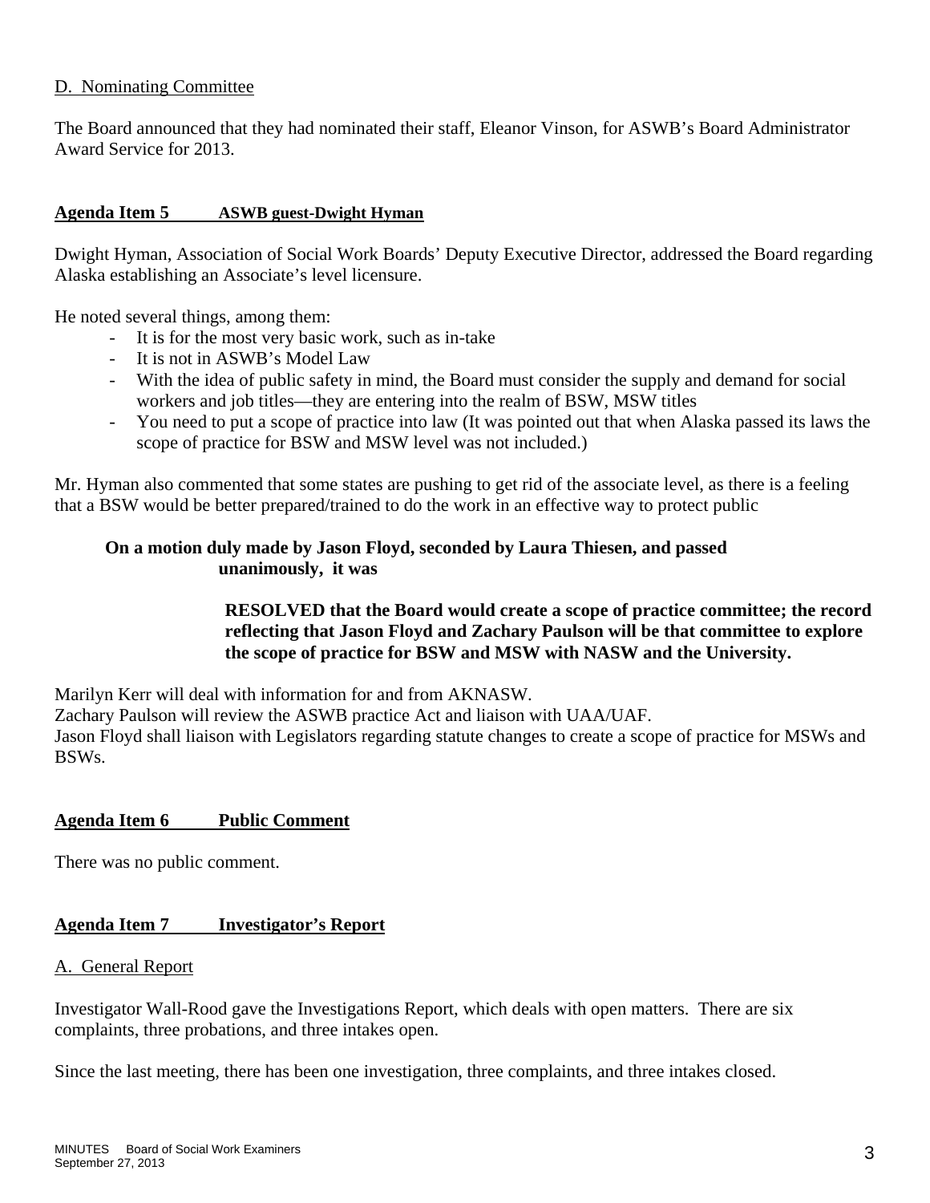D. Nominating Committee

The Board announced that they had nominated their staff, Eleanor Vinson, for ASWB's Board Administrator Award Service for 2013.

**Agenda Item 5 ASWB guest-Dwight Hyman**

Dwight Hyman, Association of Social Work Boards' Deputy Executive Director, addressed the Board regarding Alaska establishing an Associate's level licensure.

He noted several things, among them:

- It is for the most very basic work, such as in-take
- It is not in ASWB's Model Law
- With the idea of public safety in mind, the Board must consider the supply and demand for social workers and job titles—they are entering into the realm of BSW, MSW titles
- You need to put a scope of practice into law (It was pointed out that when Alaska passed its laws the scope of practice for BSW and MSW level was not included.)

Mr. Hyman also commented that some states are pushing to get rid of the associate level, as there is a feeling that a BSW would be better prepared/trained to do the work in an effective way to protect public

**On a motion duly made by Jason Floyd, seconded by Laura Thiesen, and passed unanimously, it was**

**RESOLVED that the Board would create a scope of practice committee; the record reflecting that Jason Floyd and Zachary Paulson will be that committee to explore the scope of practice for BSW and MSW with NASW and the University.**

Marilyn Kerr will deal with information for and from AKNASW.
Zachary Paulson will review the ASWB practice Act and liaison with UAA/UAF.
Jason Floyd shall liaison with Legislators regarding statute changes to create a scope of practice for MSWs and BSWs.

**Agenda Item 6 Public Comment**

There was no public comment.

**Agenda Item 7 Investigator's Report**

A. General Report

Investigator Wall-Rood gave the Investigations Report, which deals with open matters. There are six complaints, three probations, and three intakes open.

Since the last meeting, there has been one investigation, three complaints, and three intakes closed.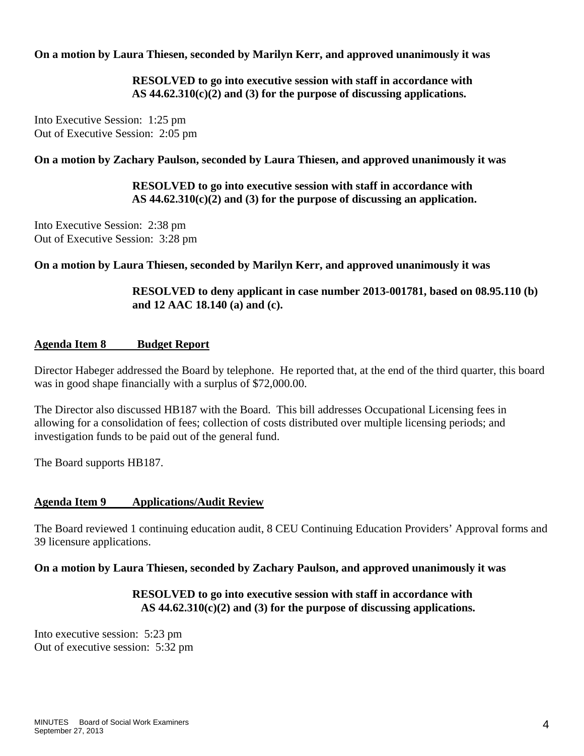**On a motion by Laura Thiesen, seconded by Marilyn Kerr, and approved unanimously it was**

> **RESOLVED to go into executive session with staff in accordance with AS 44.62.310(c)(2) and (3) for the purpose of discussing applications.**

Into Executive Session: 1:25 pm
Out of Executive Session: 2:05 pm

**On a motion by Zachary Paulson, seconded by Laura Thiesen, and approved unanimously it was**

> **RESOLVED to go into executive session with staff in accordance with AS 44.62.310(c)(2) and (3) for the purpose of discussing an application.**

Into Executive Session: 2:38 pm
Out of Executive Session: 3:28 pm

**On a motion by Laura Thiesen, seconded by Marilyn Kerr, and approved unanimously it was**

> **RESOLVED to deny applicant in case number 2013-001781, based on 08.95.110 (b) and 12 AAC 18.140 (a) and (c).**

## Agenda Item 8 Budget Report

Director Habeger addressed the Board by telephone. He reported that, at the end of the third quarter, this board was in good shape financially with a surplus of $72,000.00.

The Director also discussed HB187 with the Board. This bill addresses Occupational Licensing fees in allowing for a consolidation of fees; collection of costs distributed over multiple licensing periods; and investigation funds to be paid out of the general fund.

The Board supports HB187.

## Agenda Item 9 Applications/Audit Review

The Board reviewed 1 continuing education audit, 8 CEU Continuing Education Providers' Approval forms and 39 licensure applications.

**On a motion by Laura Thiesen, seconded by Zachary Paulson, and approved unanimously it was**

> **RESOLVED to go into executive session with staff in accordance with AS 44.62.310(c)(2) and (3) for the purpose of discussing applications.**

Into executive session: 5:23 pm
Out of executive session: 5:32 pm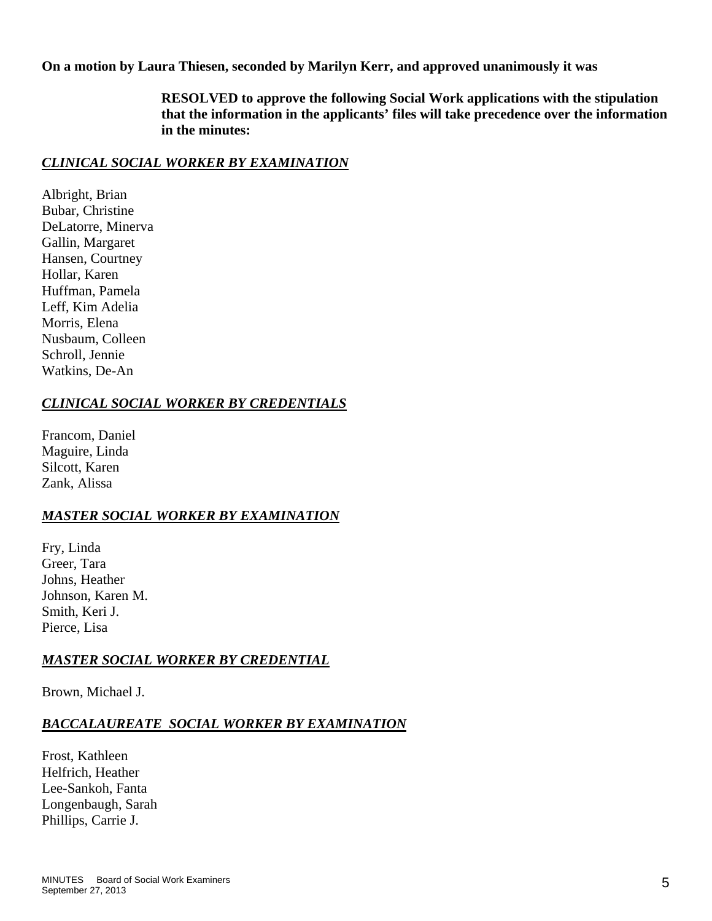**On a motion by Laura Thiesen, seconded by Marilyn Kerr, and approved unanimously it was**

> **RESOLVED to approve the following Social Work applications with the stipulation that the information in the applicants' files will take precedence over the information in the minutes:**

***CLINICAL SOCIAL WORKER BY EXAMINATION***

Albright, Brian
Bubar, Christine
DeLatorre, Minerva
Gallin, Margaret
Hansen, Courtney
Hollar, Karen
Huffman, Pamela
Leff, Kim Adelia
Morris, Elena
Nusbaum, Colleen
Schroll, Jennie
Watkins, De-An

***CLINICAL SOCIAL WORKER BY CREDENTIALS***

Francom, Daniel
Maguire, Linda
Silcott, Karen
Zank, Alissa

***MASTER SOCIAL WORKER BY EXAMINATION***

Fry, Linda
Greer, Tara
Johns, Heather
Johnson, Karen M.
Smith, Keri J.
Pierce, Lisa

***MASTER SOCIAL WORKER BY CREDENTIAL***

Brown, Michael J.

***BACCALAUREATE SOCIAL WORKER BY EXAMINATION***

Frost, Kathleen
Helfrich, Heather
Lee-Sankoh, Fanta
Longenbaugh, Sarah
Phillips, Carrie J.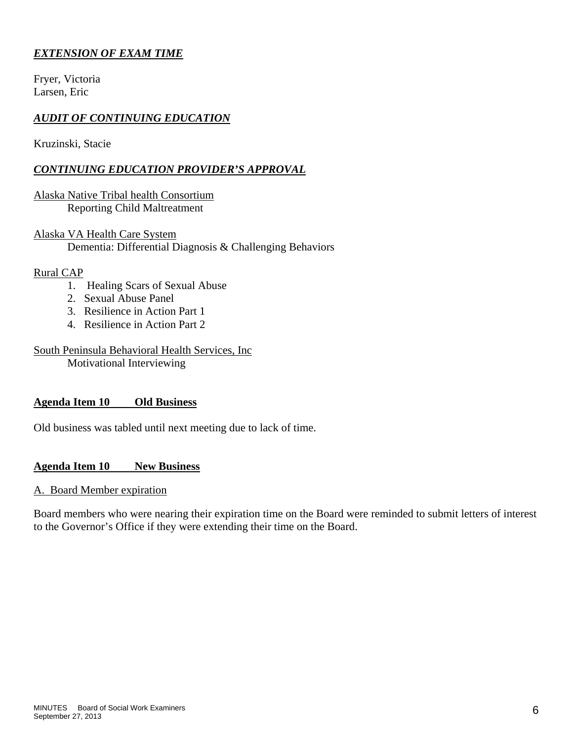***EXTENSION OF EXAM TIME***

Fryer, Victoria
Larsen, Eric

***AUDIT OF CONTINUING EDUCATION***

Kruzinski, Stacie

***CONTINUING EDUCATION PROVIDER'S APPROVAL***

Alaska Native Tribal health Consortium
Reporting Child Maltreatment

Alaska VA Health Care System
Dementia: Differential Diagnosis & Challenging Behaviors

Rural CAP

1. Healing Scars of Sexual Abuse
2. Sexual Abuse Panel
3. Resilience in Action Part 1
4. Resilience in Action Part 2

South Peninsula Behavioral Health Services, Inc
Motivational Interviewing

**Agenda Item 10 Old Business**

Old business was tabled until next meeting due to lack of time.

**Agenda Item 10 New Business**

A. Board Member expiration

Board members who were nearing their expiration time on the Board were reminded to submit letters of interest to the Governor's Office if they were extending their time on the Board.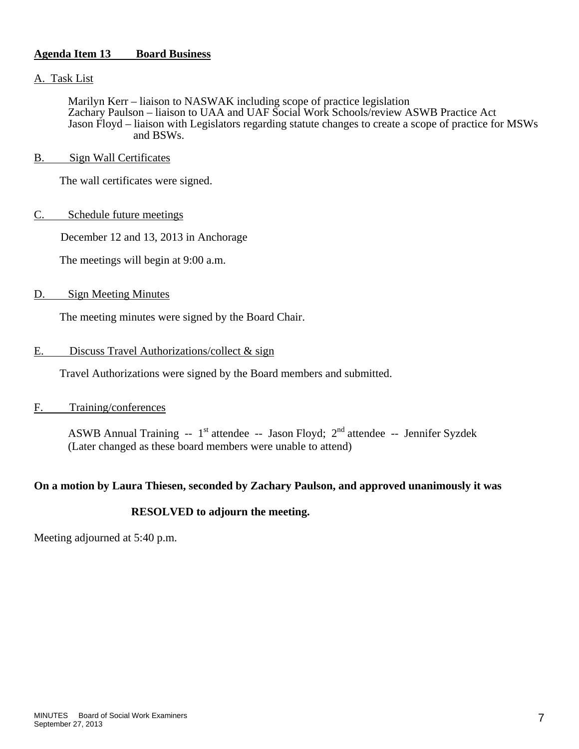**Agenda Item 13 Board Business**

A. Task List

Marilyn Kerr – liaison to NASWAK including scope of practice legislation
Zachary Paulson – liaison to UAA and UAF Social Work Schools/review ASWB Practice Act
Jason Floyd – liaison with Legislators regarding statute changes to create a scope of practice for MSWs and BSWs.

B. Sign Wall Certificates

The wall certificates were signed.

C. Schedule future meetings

December 12 and 13, 2013 in Anchorage

The meetings will begin at 9:00 a.m.

D. Sign Meeting Minutes

The meeting minutes were signed by the Board Chair.

E. Discuss Travel Authorizations/collect & sign

Travel Authorizations were signed by the Board members and submitted.

F. Training/conferences

ASWB Annual Training -- 1st attendee -- Jason Floyd; 2nd attendee -- Jennifer Syzdek
(Later changed as these board members were unable to attend)

**On a motion by Laura Thiesen, seconded by Zachary Paulson, and approved unanimously it was**

**RESOLVED to adjourn the meeting.**

Meeting adjourned at 5:40 p.m.